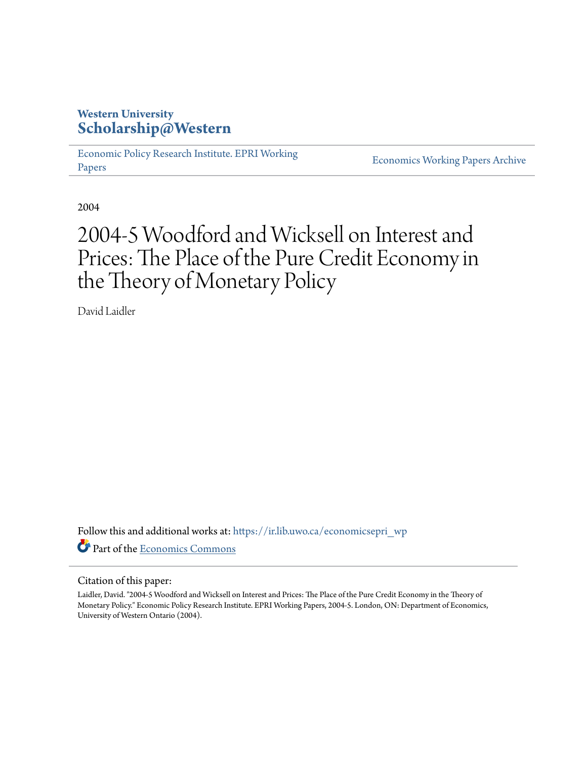Western University
**Scholarship@Western**

Economic Policy Research Institute. EPRI Working Papers | Economics Working Papers Archive

2004

# 2004-5 Woodford and Wicksell on Interest and Prices: The Place of the Pure Credit Economy in the Theory of Monetary Policy

David Laidler

Follow this and additional works at: https://ir.lib.uwo.ca/economicsepri_wp

Part of the Economics Commons

Citation of this paper:

Laidler, David. "2004-5 Woodford and Wicksell on Interest and Prices: The Place of the Pure Credit Economy in the Theory of Monetary Policy." Economic Policy Research Institute. EPRI Working Papers, 2004-5. London, ON: Department of Economics, University of Western Ontario (2004).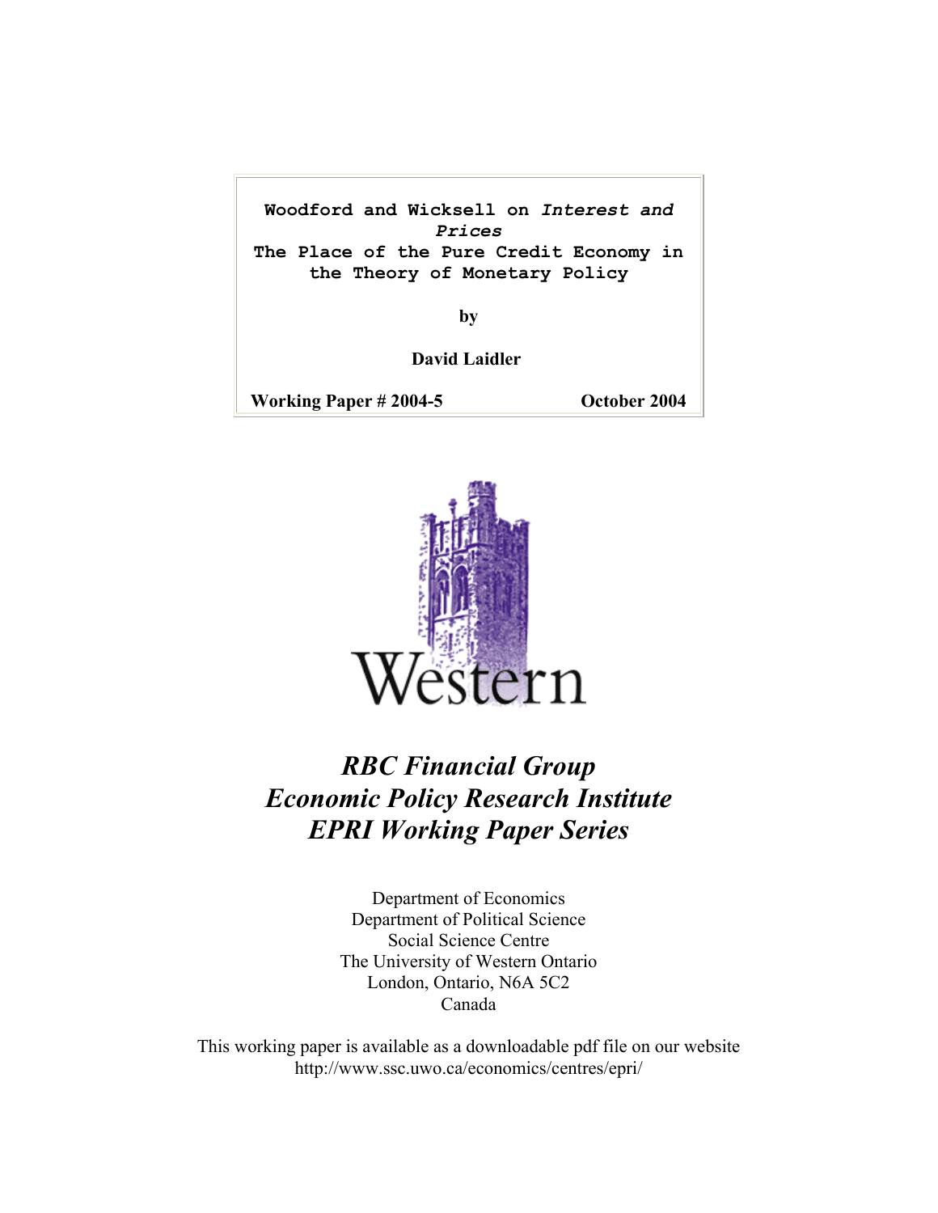**Woodford and Wicksell on *Interest and Prices***

**The Place of the Pure Credit Economy in the Theory of Monetary Policy**

by

**David Laidler**

**Working Paper # 2004-5** **October 2004**

Western

***RBC Financial Group***
***Economic Policy Research Institute***
***EPRI Working Paper Series***

Department of Economics
Department of Political Science
Social Science Centre
The University of Western Ontario
London, Ontario, N6A 5C2
Canada

This working paper is available as a downloadable pdf file on our website
http://www.ssc.uwo.ca/economics/centres/epri/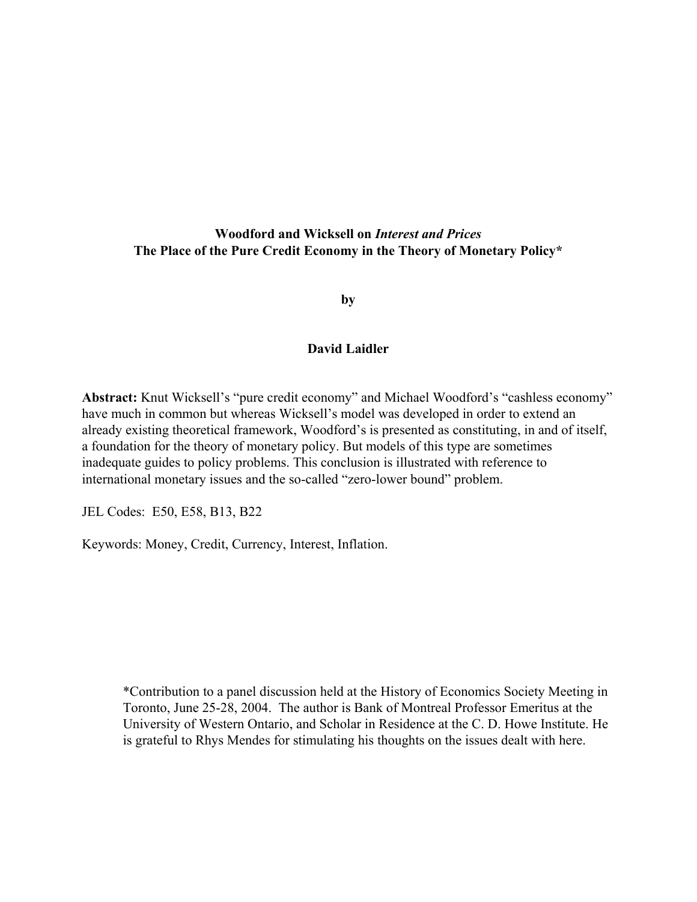**Woodford and Wicksell on *Interest and Prices***
**The Place of the Pure Credit Economy in the Theory of Monetary Policy***

**by**

**David Laidler**

**Abstract:** Knut Wicksell's "pure credit economy" and Michael Woodford's "cashless economy" have much in common but whereas Wicksell's model was developed in order to extend an already existing theoretical framework, Woodford's is presented as constituting, in and of itself, a foundation for the theory of monetary policy. But models of this type are sometimes inadequate guides to policy problems. This conclusion is illustrated with reference to international monetary issues and the so-called "zero-lower bound" problem.

JEL Codes: E50, E58, B13, B22

Keywords: Money, Credit, Currency, Interest, Inflation.

*Contribution to a panel discussion held at the History of Economics Society Meeting in Toronto, June 25-28, 2004. The author is Bank of Montreal Professor Emeritus at the University of Western Ontario, and Scholar in Residence at the C. D. Howe Institute. He is grateful to Rhys Mendes for stimulating his thoughts on the issues dealt with here.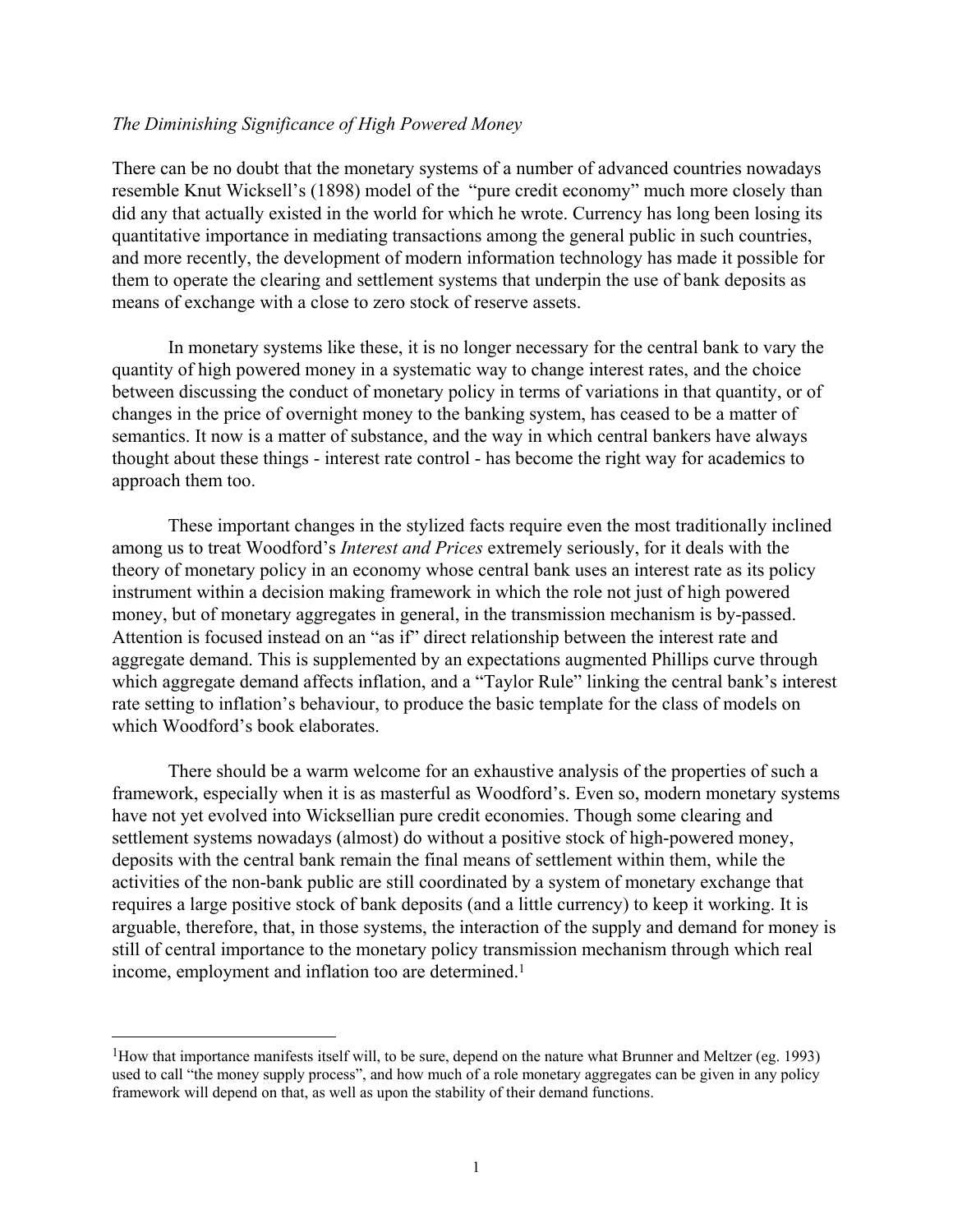*The Diminishing Significance of High Powered Money*

There can be no doubt that the monetary systems of a number of advanced countries nowadays resemble Knut Wicksell's (1898) model of the "pure credit economy" much more closely than did any that actually existed in the world for which he wrote. Currency has long been losing its quantitative importance in mediating transactions among the general public in such countries, and more recently, the development of modern information technology has made it possible for them to operate the clearing and settlement systems that underpin the use of bank deposits as means of exchange with a close to zero stock of reserve assets.

In monetary systems like these, it is no longer necessary for the central bank to vary the quantity of high powered money in a systematic way to change interest rates, and the choice between discussing the conduct of monetary policy in terms of variations in that quantity, or of changes in the price of overnight money to the banking system, has ceased to be a matter of semantics. It now is a matter of substance, and the way in which central bankers have always thought about these things - interest rate control - has become the right way for academics to approach them too.

These important changes in the stylized facts require even the most traditionally inclined among us to treat Woodford's *Interest and Prices* extremely seriously, for it deals with the theory of monetary policy in an economy whose central bank uses an interest rate as its policy instrument within a decision making framework in which the role not just of high powered money, but of monetary aggregates in general, in the transmission mechanism is by-passed. Attention is focused instead on an "as if" direct relationship between the interest rate and aggregate demand. This is supplemented by an expectations augmented Phillips curve through which aggregate demand affects inflation, and a "Taylor Rule" linking the central bank's interest rate setting to inflation's behaviour, to produce the basic template for the class of models on which Woodford's book elaborates.

There should be a warm welcome for an exhaustive analysis of the properties of such a framework, especially when it is as masterful as Woodford's. Even so, modern monetary systems have not yet evolved into Wicksellian pure credit economies. Though some clearing and settlement systems nowadays (almost) do without a positive stock of high-powered money, deposits with the central bank remain the final means of settlement within them, while the activities of the non-bank public are still coordinated by a system of monetary exchange that requires a large positive stock of bank deposits (and a little currency) to keep it working. It is arguable, therefore, that, in those systems, the interaction of the supply and demand for money is still of central importance to the monetary policy transmission mechanism through which real income, employment and inflation too are determined.[1]

---

[1] How that importance manifests itself will, to be sure, depend on the nature what Brunner and Meltzer (eg. 1993) used to call "the money supply process", and how much of a role monetary aggregates can be given in any policy framework will depend on that, as well as upon the stability of their demand functions.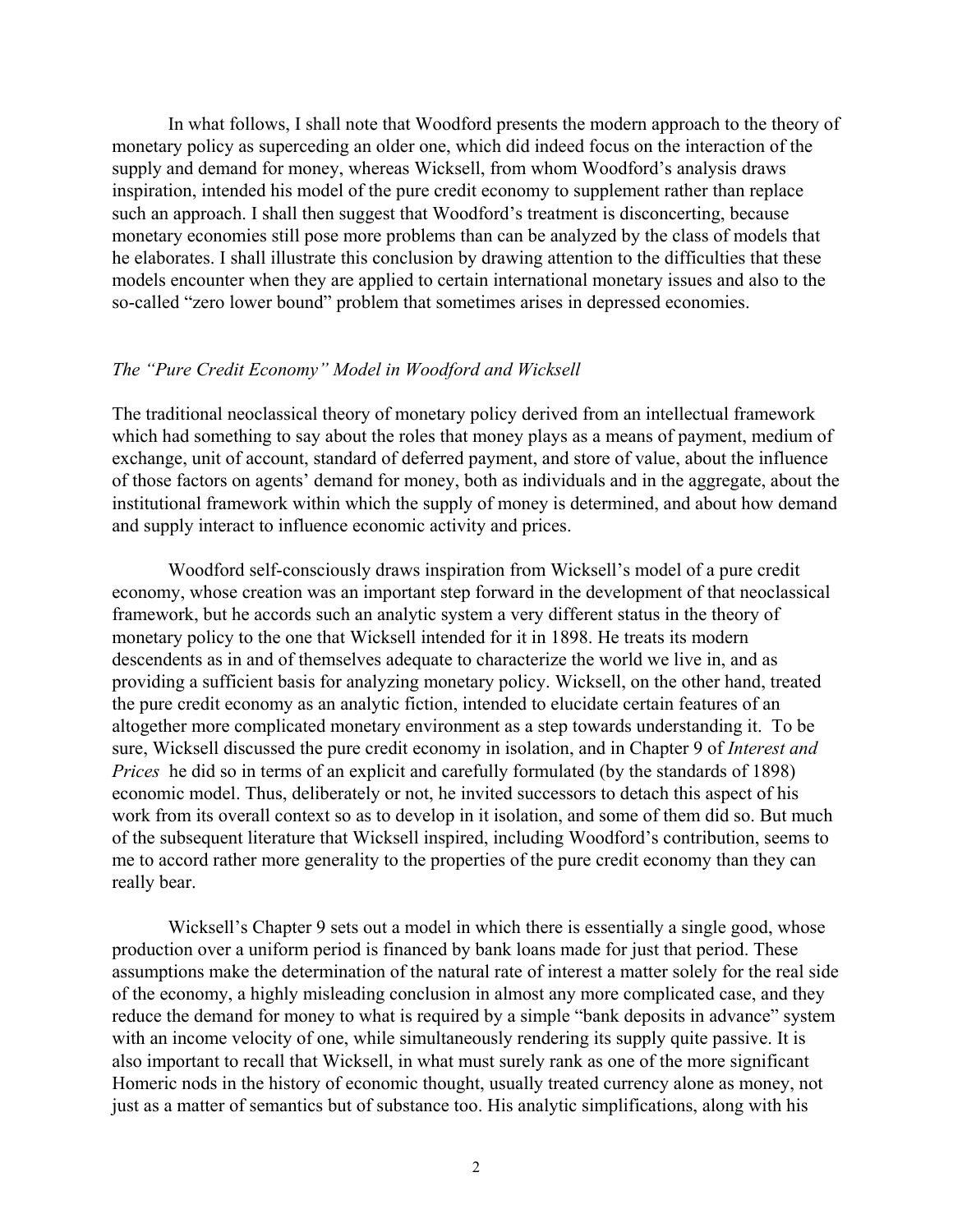In what follows, I shall note that Woodford presents the modern approach to the theory of monetary policy as superceding an older one, which did indeed focus on the interaction of the supply and demand for money, whereas Wicksell, from whom Woodford's analysis draws inspiration, intended his model of the pure credit economy to supplement rather than replace such an approach. I shall then suggest that Woodford's treatment is disconcerting, because monetary economies still pose more problems than can be analyzed by the class of models that he elaborates. I shall illustrate this conclusion by drawing attention to the difficulties that these models encounter when they are applied to certain international monetary issues and also to the so-called "zero lower bound" problem that sometimes arises in depressed economies.

### *The "Pure Credit Economy" Model in Woodford and Wicksell*

The traditional neoclassical theory of monetary policy derived from an intellectual framework which had something to say about the roles that money plays as a means of payment, medium of exchange, unit of account, standard of deferred payment, and store of value, about the influence of those factors on agents' demand for money, both as individuals and in the aggregate, about the institutional framework within which the supply of money is determined, and about how demand and supply interact to influence economic activity and prices.

Woodford self-consciously draws inspiration from Wicksell's model of a pure credit economy, whose creation was an important step forward in the development of that neoclassical framework, but he accords such an analytic system a very different status in the theory of monetary policy to the one that Wicksell intended for it in 1898. He treats its modern descendents as in and of themselves adequate to characterize the world we live in, and as providing a sufficient basis for analyzing monetary policy. Wicksell, on the other hand, treated the pure credit economy as an analytic fiction, intended to elucidate certain features of an altogether more complicated monetary environment as a step towards understanding it. To be sure, Wicksell discussed the pure credit economy in isolation, and in Chapter 9 of *Interest and Prices* he did so in terms of an explicit and carefully formulated (by the standards of 1898) economic model. Thus, deliberately or not, he invited successors to detach this aspect of his work from its overall context so as to develop in it isolation, and some of them did so. But much of the subsequent literature that Wicksell inspired, including Woodford's contribution, seems to me to accord rather more generality to the properties of the pure credit economy than they can really bear.

Wicksell's Chapter 9 sets out a model in which there is essentially a single good, whose production over a uniform period is financed by bank loans made for just that period. These assumptions make the determination of the natural rate of interest a matter solely for the real side of the economy, a highly misleading conclusion in almost any more complicated case, and they reduce the demand for money to what is required by a simple "bank deposits in advance" system with an income velocity of one, while simultaneously rendering its supply quite passive. It is also important to recall that Wicksell, in what must surely rank as one of the more significant Homeric nods in the history of economic thought, usually treated currency alone as money, not just as a matter of semantics but of substance too. His analytic simplifications, along with his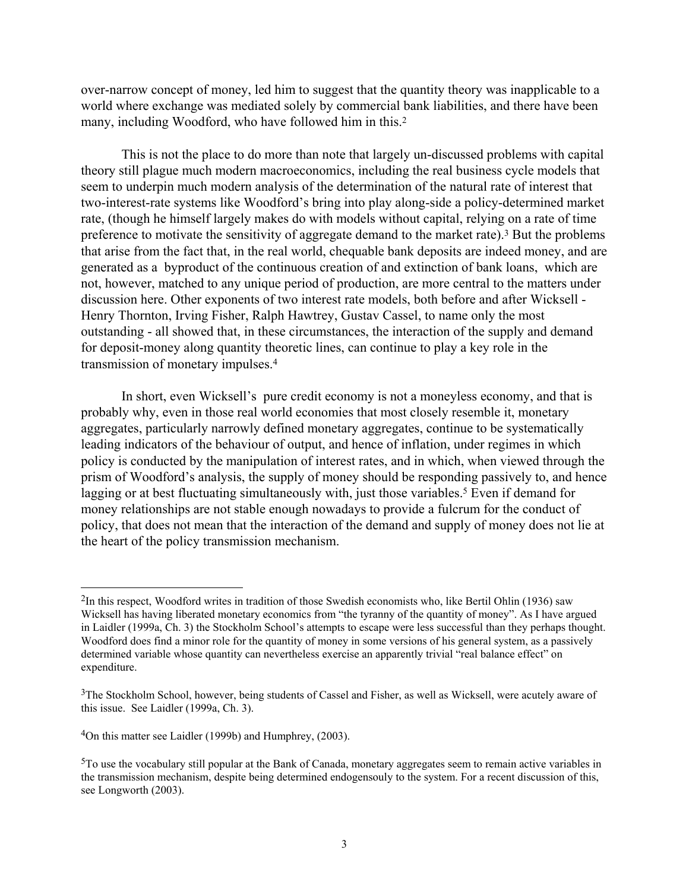over-narrow concept of money, led him to suggest that the quantity theory was inapplicable to a world where exchange was mediated solely by commercial bank liabilities, and there have been many, including Woodford, who have followed him in this.[2]

This is not the place to do more than note that largely un-discussed problems with capital theory still plague much modern macroeconomics, including the real business cycle models that seem to underpin much modern analysis of the determination of the natural rate of interest that two-interest-rate systems like Woodford's bring into play along-side a policy-determined market rate, (though he himself largely makes do with models without capital, relying on a rate of time preference to motivate the sensitivity of aggregate demand to the market rate).[3] But the problems that arise from the fact that, in the real world, chequable bank deposits are indeed money, and are generated as a byproduct of the continuous creation of and extinction of bank loans, which are not, however, matched to any unique period of production, are more central to the matters under discussion here. Other exponents of two interest rate models, both before and after Wicksell - Henry Thornton, Irving Fisher, Ralph Hawtrey, Gustav Cassel, to name only the most outstanding - all showed that, in these circumstances, the interaction of the supply and demand for deposit-money along quantity theoretic lines, can continue to play a key role in the transmission of monetary impulses.[4]

In short, even Wicksell's pure credit economy is not a moneyless economy, and that is probably why, even in those real world economies that most closely resemble it, monetary aggregates, particularly narrowly defined monetary aggregates, continue to be systematically leading indicators of the behaviour of output, and hence of inflation, under regimes in which policy is conducted by the manipulation of interest rates, and in which, when viewed through the prism of Woodford's analysis, the supply of money should be responding passively to, and hence lagging or at best fluctuating simultaneously with, just those variables.[5] Even if demand for money relationships are not stable enough nowadays to provide a fulcrum for the conduct of policy, that does not mean that the interaction of the demand and supply of money does not lie at the heart of the policy transmission mechanism.

---

[2]In this respect, Woodford writes in tradition of those Swedish economists who, like Bertil Ohlin (1936) saw Wicksell has having liberated monetary economics from "the tyranny of the quantity of money". As I have argued in Laidler (1999a, Ch. 3) the Stockholm School's attempts to escape were less successful than they perhaps thought. Woodford does find a minor role for the quantity of money in some versions of his general system, as a passively determined variable whose quantity can nevertheless exercise an apparently trivial "real balance effect" on expenditure.

[3]The Stockholm School, however, being students of Cassel and Fisher, as well as Wicksell, were acutely aware of this issue. See Laidler (1999a, Ch. 3).

[4]On this matter see Laidler (1999b) and Humphrey, (2003).

[5]To use the vocabulary still popular at the Bank of Canada, monetary aggregates seem to remain active variables in the transmission mechanism, despite being determined endogensouly to the system. For a recent discussion of this, see Longworth (2003).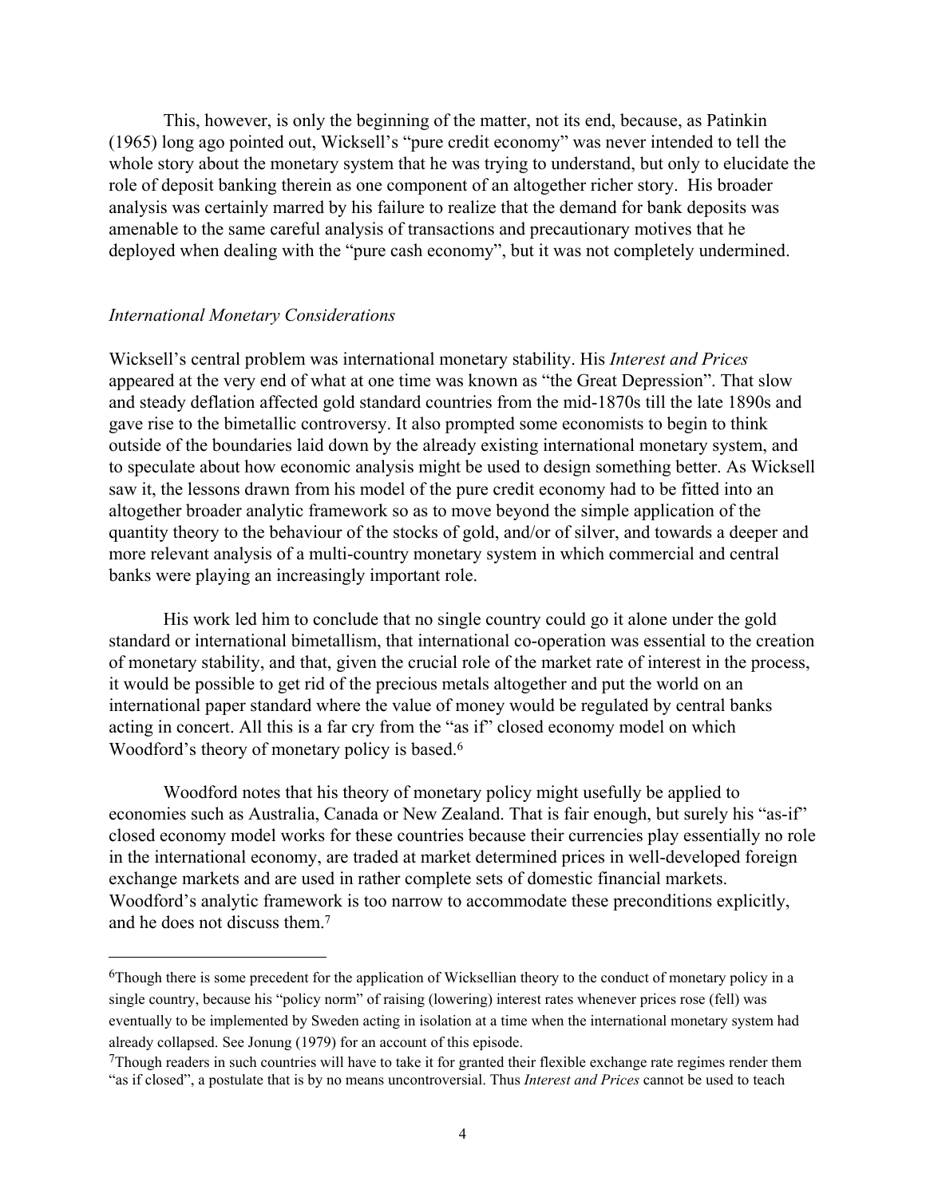This, however, is only the beginning of the matter, not its end, because, as Patinkin (1965) long ago pointed out, Wicksell's "pure credit economy" was never intended to tell the whole story about the monetary system that he was trying to understand, but only to elucidate the role of deposit banking therein as one component of an altogether richer story. His broader analysis was certainly marred by his failure to realize that the demand for bank deposits was amenable to the same careful analysis of transactions and precautionary motives that he deployed when dealing with the "pure cash economy", but it was not completely undermined.

*International Monetary Considerations*

Wicksell's central problem was international monetary stability. His *Interest and Prices* appeared at the very end of what at one time was known as "the Great Depression". That slow and steady deflation affected gold standard countries from the mid-1870s till the late 1890s and gave rise to the bimetallic controversy. It also prompted some economists to begin to think outside of the boundaries laid down by the already existing international monetary system, and to speculate about how economic analysis might be used to design something better. As Wicksell saw it, the lessons drawn from his model of the pure credit economy had to be fitted into an altogether broader analytic framework so as to move beyond the simple application of the quantity theory to the behaviour of the stocks of gold, and/or of silver, and towards a deeper and more relevant analysis of a multi-country monetary system in which commercial and central banks were playing an increasingly important role.

His work led him to conclude that no single country could go it alone under the gold standard or international bimetallism, that international co-operation was essential to the creation of monetary stability, and that, given the crucial role of the market rate of interest in the process, it would be possible to get rid of the precious metals altogether and put the world on an international paper standard where the value of money would be regulated by central banks acting in concert. All this is a far cry from the "as if" closed economy model on which Woodford's theory of monetary policy is based.[6]

Woodford notes that his theory of monetary policy might usefully be applied to economies such as Australia, Canada or New Zealand. That is fair enough, but surely his "as-if" closed economy model works for these countries because their currencies play essentially no role in the international economy, are traded at market determined prices in well-developed foreign exchange markets and are used in rather complete sets of domestic financial markets. Woodford's analytic framework is too narrow to accommodate these preconditions explicitly, and he does not discuss them.[7]

---

[6]Though there is some precedent for the application of Wicksellian theory to the conduct of monetary policy in a single country, because his "policy norm" of raising (lowering) interest rates whenever prices rose (fell) was eventually to be implemented by Sweden acting in isolation at a time when the international monetary system had already collapsed. See Jonung (1979) for an account of this episode.

[7]Though readers in such countries will have to take it for granted their flexible exchange rate regimes render them "as if closed", a postulate that is by no means uncontroversial. Thus *Interest and Prices* cannot be used to teach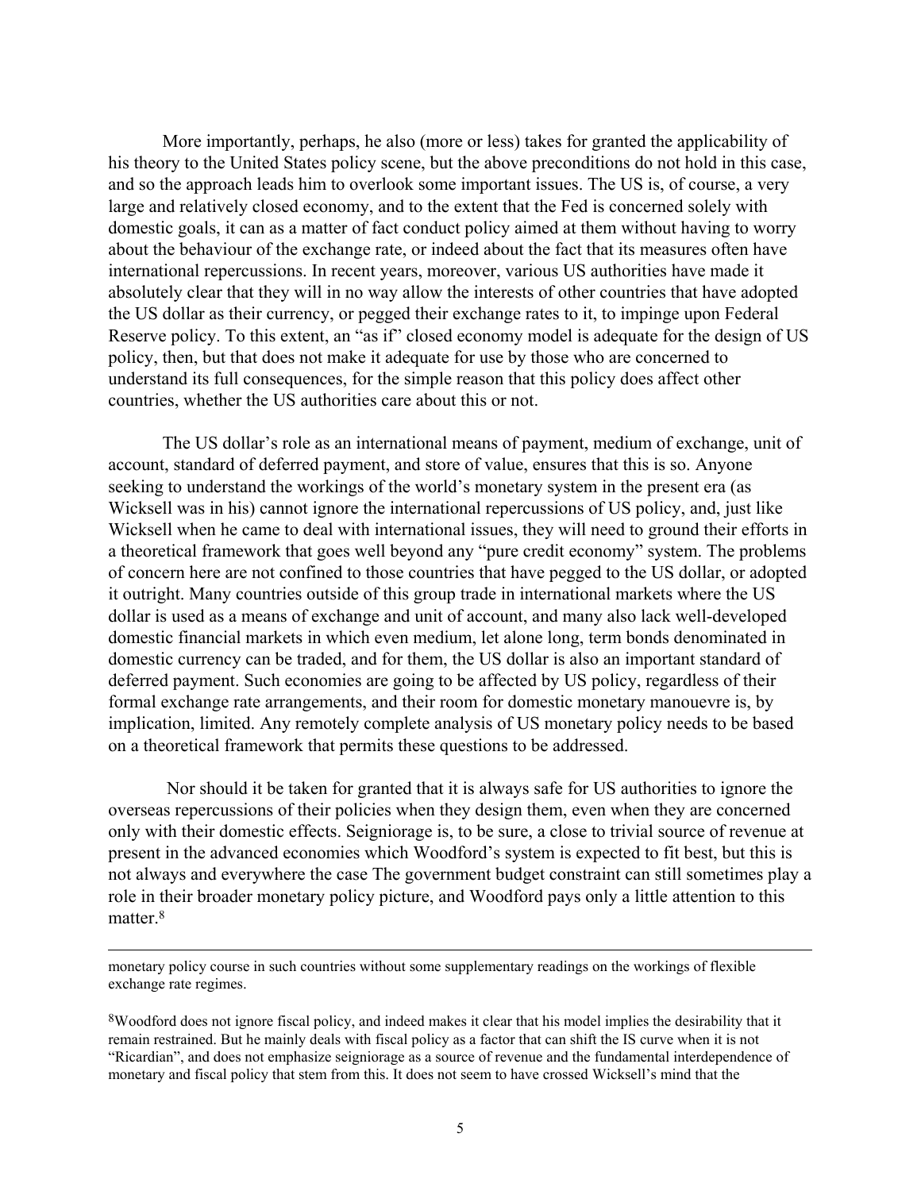More importantly, perhaps, he also (more or less) takes for granted the applicability of his theory to the United States policy scene, but the above preconditions do not hold in this case, and so the approach leads him to overlook some important issues. The US is, of course, a very large and relatively closed economy, and to the extent that the Fed is concerned solely with domestic goals, it can as a matter of fact conduct policy aimed at them without having to worry about the behaviour of the exchange rate, or indeed about the fact that its measures often have international repercussions. In recent years, moreover, various US authorities have made it absolutely clear that they will in no way allow the interests of other countries that have adopted the US dollar as their currency, or pegged their exchange rates to it, to impinge upon Federal Reserve policy. To this extent, an "as if" closed economy model is adequate for the design of US policy, then, but that does not make it adequate for use by those who are concerned to understand its full consequences, for the simple reason that this policy does affect other countries, whether the US authorities care about this or not.

The US dollar's role as an international means of payment, medium of exchange, unit of account, standard of deferred payment, and store of value, ensures that this is so. Anyone seeking to understand the workings of the world's monetary system in the present era (as Wicksell was in his) cannot ignore the international repercussions of US policy, and, just like Wicksell when he came to deal with international issues, they will need to ground their efforts in a theoretical framework that goes well beyond any "pure credit economy" system. The problems of concern here are not confined to those countries that have pegged to the US dollar, or adopted it outright. Many countries outside of this group trade in international markets where the US dollar is used as a means of exchange and unit of account, and many also lack well-developed domestic financial markets in which even medium, let alone long, term bonds denominated in domestic currency can be traded, and for them, the US dollar is also an important standard of deferred payment. Such economies are going to be affected by US policy, regardless of their formal exchange rate arrangements, and their room for domestic monetary manouevre is, by implication, limited. Any remotely complete analysis of US monetary policy needs to be based on a theoretical framework that permits these questions to be addressed.

Nor should it be taken for granted that it is always safe for US authorities to ignore the overseas repercussions of their policies when they design them, even when they are concerned only with their domestic effects. Seigniorage is, to be sure, a close to trivial source of revenue at present in the advanced economies which Woodford's system is expected to fit best, but this is not always and everywhere the case The government budget constraint can still sometimes play a role in their broader monetary policy picture, and Woodford pays only a little attention to this matter.[8]

---

monetary policy course in such countries without some supplementary readings on the workings of flexible exchange rate regimes.

[8]Woodford does not ignore fiscal policy, and indeed makes it clear that his model implies the desirability that it remain restrained. But he mainly deals with fiscal policy as a factor that can shift the IS curve when it is not "Ricardian", and does not emphasize seigniorage as a source of revenue and the fundamental interdependence of monetary and fiscal policy that stem from this. It does not seem to have crossed Wicksell's mind that the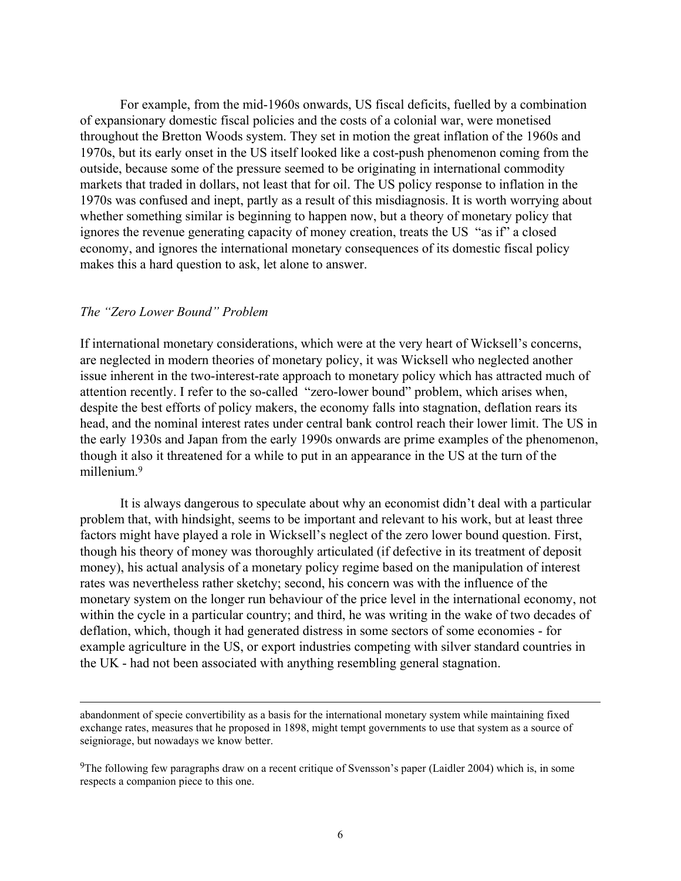For example, from the mid-1960s onwards, US fiscal deficits, fuelled by a combination of expansionary domestic fiscal policies and the costs of a colonial war, were monetised throughout the Bretton Woods system. They set in motion the great inflation of the 1960s and 1970s, but its early onset in the US itself looked like a cost-push phenomenon coming from the outside, because some of the pressure seemed to be originating in international commodity markets that traded in dollars, not least that for oil. The US policy response to inflation in the 1970s was confused and inept, partly as a result of this misdiagnosis. It is worth worrying about whether something similar is beginning to happen now, but a theory of monetary policy that ignores the revenue generating capacity of money creation, treats the US "as if" a closed economy, and ignores the international monetary consequences of its domestic fiscal policy makes this a hard question to ask, let alone to answer.

*The "Zero Lower Bound" Problem*

If international monetary considerations, which were at the very heart of Wicksell's concerns, are neglected in modern theories of monetary policy, it was Wicksell who neglected another issue inherent in the two-interest-rate approach to monetary policy which has attracted much of attention recently. I refer to the so-called "zero-lower bound" problem, which arises when, despite the best efforts of policy makers, the economy falls into stagnation, deflation rears its head, and the nominal interest rates under central bank control reach their lower limit. The US in the early 1930s and Japan from the early 1990s onwards are prime examples of the phenomenon, though it also it threatened for a while to put in an appearance in the US at the turn of the millenium.[9]

It is always dangerous to speculate about why an economist didn't deal with a particular problem that, with hindsight, seems to be important and relevant to his work, but at least three factors might have played a role in Wicksell's neglect of the zero lower bound question. First, though his theory of money was thoroughly articulated (if defective in its treatment of deposit money), his actual analysis of a monetary policy regime based on the manipulation of interest rates was nevertheless rather sketchy; second, his concern was with the influence of the monetary system on the longer run behaviour of the price level in the international economy, not within the cycle in a particular country; and third, he was writing in the wake of two decades of deflation, which, though it had generated distress in some sectors of some economies - for example agriculture in the US, or export industries competing with silver standard countries in the UK - had not been associated with anything resembling general stagnation.

---

abandonment of specie convertibility as a basis for the international monetary system while maintaining fixed exchange rates, measures that he proposed in 1898, might tempt governments to use that system as a source of seigniorage, but nowadays we know better.

[9]The following few paragraphs draw on a recent critique of Svensson's paper (Laidler 2004) which is, in some respects a companion piece to this one.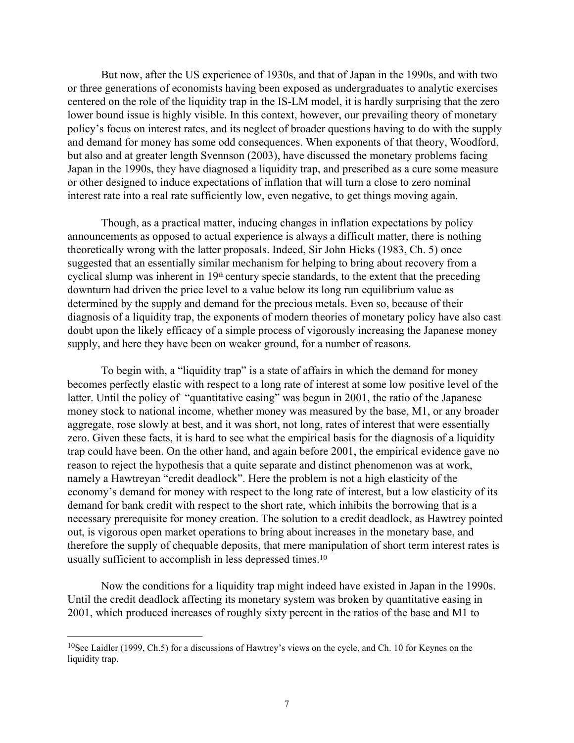But now, after the US experience of 1930s, and that of Japan in the 1990s, and with two or three generations of economists having been exposed as undergraduates to analytic exercises centered on the role of the liquidity trap in the IS-LM model, it is hardly surprising that the zero lower bound issue is highly visible. In this context, however, our prevailing theory of monetary policy's focus on interest rates, and its neglect of broader questions having to do with the supply and demand for money has some odd consequences. When exponents of that theory, Woodford, but also and at greater length Svennson (2003), have discussed the monetary problems facing Japan in the 1990s, they have diagnosed a liquidity trap, and prescribed as a cure some measure or other designed to induce expectations of inflation that will turn a close to zero nominal interest rate into a real rate sufficiently low, even negative, to get things moving again.

Though, as a practical matter, inducing changes in inflation expectations by policy announcements as opposed to actual experience is always a difficult matter, there is nothing theoretically wrong with the latter proposals. Indeed, Sir John Hicks (1983, Ch. 5) once suggested that an essentially similar mechanism for helping to bring about recovery from a cyclical slump was inherent in 19th century specie standards, to the extent that the preceding downturn had driven the price level to a value below its long run equilibrium value as determined by the supply and demand for the precious metals. Even so, because of their diagnosis of a liquidity trap, the exponents of modern theories of monetary policy have also cast doubt upon the likely efficacy of a simple process of vigorously increasing the Japanese money supply, and here they have been on weaker ground, for a number of reasons.

To begin with, a "liquidity trap" is a state of affairs in which the demand for money becomes perfectly elastic with respect to a long rate of interest at some low positive level of the latter. Until the policy of "quantitative easing" was begun in 2001, the ratio of the Japanese money stock to national income, whether money was measured by the base, M1, or any broader aggregate, rose slowly at best, and it was short, not long, rates of interest that were essentially zero. Given these facts, it is hard to see what the empirical basis for the diagnosis of a liquidity trap could have been. On the other hand, and again before 2001, the empirical evidence gave no reason to reject the hypothesis that a quite separate and distinct phenomenon was at work, namely a Hawtreyan "credit deadlock". Here the problem is not a high elasticity of the economy's demand for money with respect to the long rate of interest, but a low elasticity of its demand for bank credit with respect to the short rate, which inhibits the borrowing that is a necessary prerequisite for money creation. The solution to a credit deadlock, as Hawtrey pointed out, is vigorous open market operations to bring about increases in the monetary base, and therefore the supply of chequable deposits, that mere manipulation of short term interest rates is usually sufficient to accomplish in less depressed times.[10]

Now the conditions for a liquidity trap might indeed have existed in Japan in the 1990s. Until the credit deadlock affecting its monetary system was broken by quantitative easing in 2001, which produced increases of roughly sixty percent in the ratios of the base and M1 to

[10] See Laidler (1999, Ch.5) for a discussions of Hawtrey's views on the cycle, and Ch. 10 for Keynes on the liquidity trap.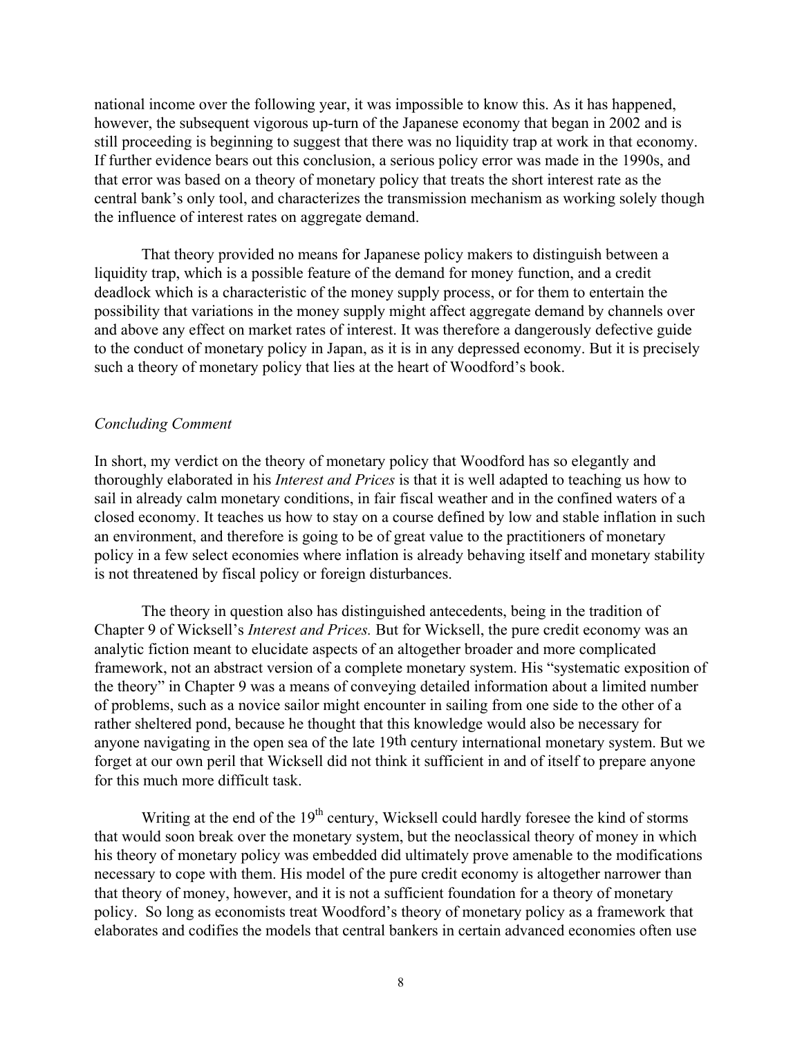national income over the following year, it was impossible to know this. As it has happened, however, the subsequent vigorous up-turn of the Japanese economy that began in 2002 and is still proceeding is beginning to suggest that there was no liquidity trap at work in that economy. If further evidence bears out this conclusion, a serious policy error was made in the 1990s, and that error was based on a theory of monetary policy that treats the short interest rate as the central bank's only tool, and characterizes the transmission mechanism as working solely though the influence of interest rates on aggregate demand.

That theory provided no means for Japanese policy makers to distinguish between a liquidity trap, which is a possible feature of the demand for money function, and a credit deadlock which is a characteristic of the money supply process, or for them to entertain the possibility that variations in the money supply might affect aggregate demand by channels over and above any effect on market rates of interest. It was therefore a dangerously defective guide to the conduct of monetary policy in Japan, as it is in any depressed economy. But it is precisely such a theory of monetary policy that lies at the heart of Woodford's book.

*Concluding Comment*

In short, my verdict on the theory of monetary policy that Woodford has so elegantly and thoroughly elaborated in his *Interest and Prices* is that it is well adapted to teaching us how to sail in already calm monetary conditions, in fair fiscal weather and in the confined waters of a closed economy. It teaches us how to stay on a course defined by low and stable inflation in such an environment, and therefore is going to be of great value to the practitioners of monetary policy in a few select economies where inflation is already behaving itself and monetary stability is not threatened by fiscal policy or foreign disturbances.

The theory in question also has distinguished antecedents, being in the tradition of Chapter 9 of Wicksell's *Interest and Prices.* But for Wicksell, the pure credit economy was an analytic fiction meant to elucidate aspects of an altogether broader and more complicated framework, not an abstract version of a complete monetary system. His "systematic exposition of the theory" in Chapter 9 was a means of conveying detailed information about a limited number of problems, such as a novice sailor might encounter in sailing from one side to the other of a rather sheltered pond, because he thought that this knowledge would also be necessary for anyone navigating in the open sea of the late 19th century international monetary system. But we forget at our own peril that Wicksell did not think it sufficient in and of itself to prepare anyone for this much more difficult task.

Writing at the end of the 19th century, Wicksell could hardly foresee the kind of storms that would soon break over the monetary system, but the neoclassical theory of money in which his theory of monetary policy was embedded did ultimately prove amenable to the modifications necessary to cope with them. His model of the pure credit economy is altogether narrower than that theory of money, however, and it is not a sufficient foundation for a theory of monetary policy. So long as economists treat Woodford's theory of monetary policy as a framework that elaborates and codifies the models that central bankers in certain advanced economies often use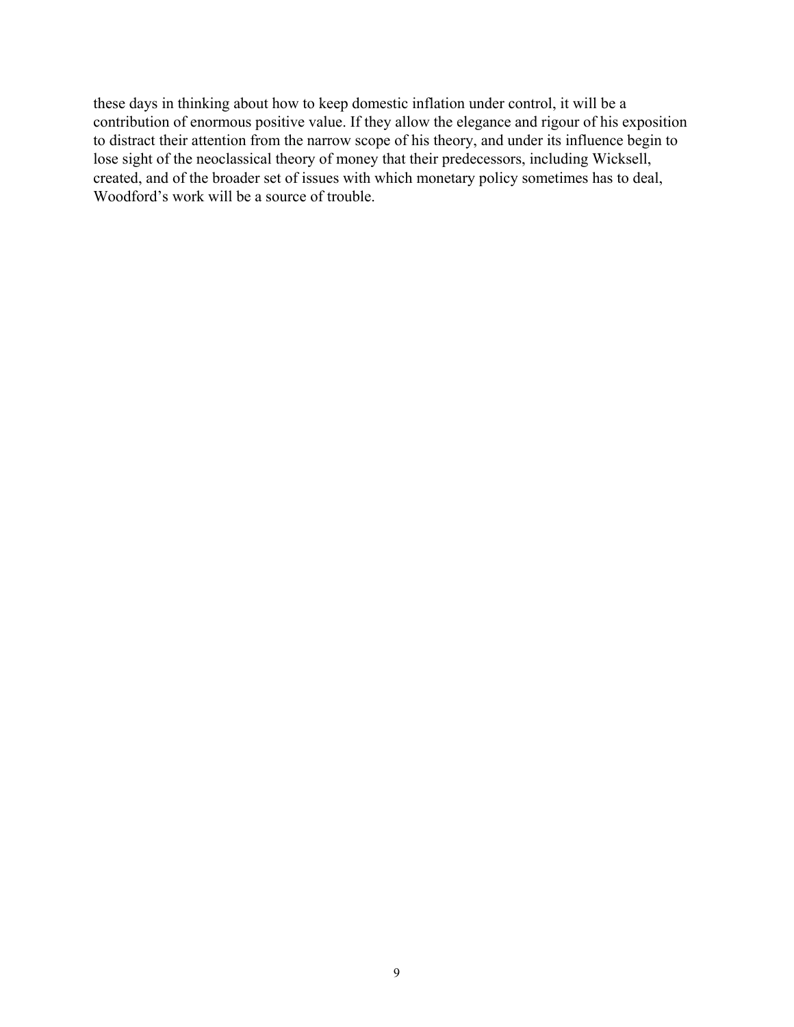these days in thinking about how to keep domestic inflation under control, it will be a contribution of enormous positive value. If they allow the elegance and rigour of his exposition to distract their attention from the narrow scope of his theory, and under its influence begin to lose sight of the neoclassical theory of money that their predecessors, including Wicksell, created, and of the broader set of issues with which monetary policy sometimes has to deal, Woodford's work will be a source of trouble.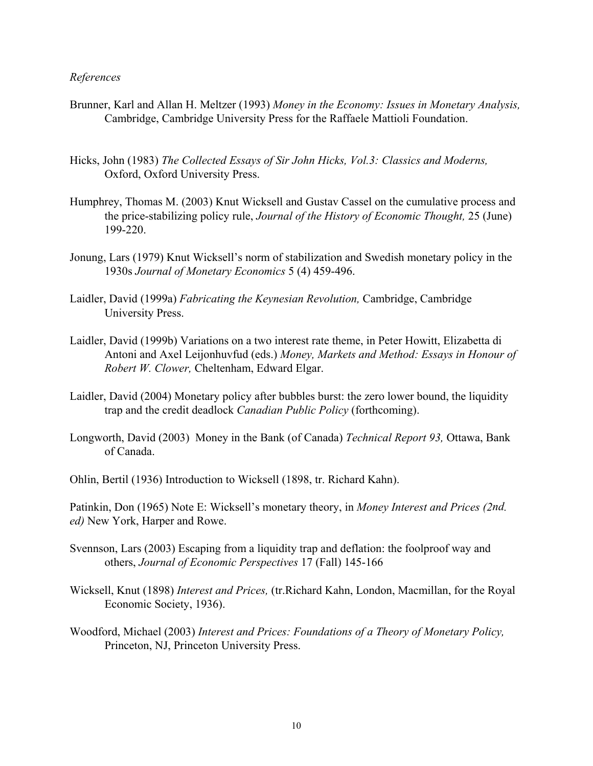*References*

Brunner, Karl and Allan H. Meltzer (1993) *Money in the Economy: Issues in Monetary Analysis,* Cambridge, Cambridge University Press for the Raffaele Mattioli Foundation.

Hicks, John (1983) *The Collected Essays of Sir John Hicks, Vol.3: Classics and Moderns,* Oxford, Oxford University Press.

Humphrey, Thomas M. (2003) Knut Wicksell and Gustav Cassel on the cumulative process and the price-stabilizing policy rule, *Journal of the History of Economic Thought,* 25 (June) 199-220.

Jonung, Lars (1979) Knut Wicksell's norm of stabilization and Swedish monetary policy in the 1930s *Journal of Monetary Economics* 5 (4) 459-496.

Laidler, David (1999a) *Fabricating the Keynesian Revolution,* Cambridge, Cambridge University Press.

Laidler, David (1999b) Variations on a two interest rate theme, in Peter Howitt, Elizabetta di Antoni and Axel Leijonhuvfud (eds.) *Money, Markets and Method: Essays in Honour of Robert W. Clower,* Cheltenham, Edward Elgar.

Laidler, David (2004) Monetary policy after bubbles burst: the zero lower bound, the liquidity trap and the credit deadlock *Canadian Public Policy* (forthcoming).

Longworth, David (2003) Money in the Bank (of Canada) *Technical Report 93,* Ottawa, Bank of Canada.

Ohlin, Bertil (1936) Introduction to Wicksell (1898, tr. Richard Kahn).

Patinkin, Don (1965) Note E: Wicksell's monetary theory, in *Money Interest and Prices (2nd. ed)* New York, Harper and Rowe.

Svennson, Lars (2003) Escaping from a liquidity trap and deflation: the foolproof way and others, *Journal of Economic Perspectives* 17 (Fall) 145-166

Wicksell, Knut (1898) *Interest and Prices,* (tr.Richard Kahn, London, Macmillan, for the Royal Economic Society, 1936).

Woodford, Michael (2003) *Interest and Prices: Foundations of a Theory of Monetary Policy,* Princeton, NJ, Princeton University Press.